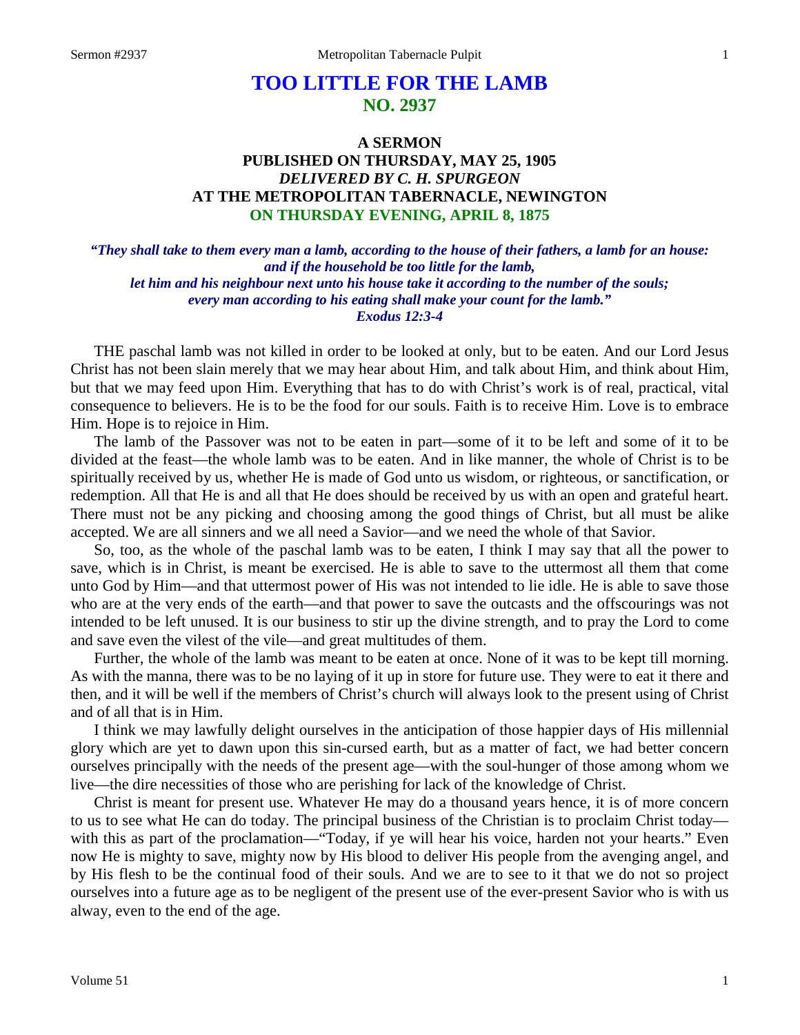# TOO LITTLE FOR THE LAMB
## NO. 2937

### A SERMON
### PUBLISHED ON THURSDAY, MAY 25, 1905
### *DELIVERED BY C. H. SPURGEON*
### AT THE METROPOLITAN TABERNACLE, NEWINGTON
### ON THURSDAY EVENING, APRIL 8, 1875

***"They shall take to them every man a lamb, according to the house of their fathers, a lamb for an house: and if the household be too little for the lamb, let him and his neighbour next unto his house take it according to the number of the souls; every man according to his eating shall make your count for the lamb." Exodus 12:3-4***

THE paschal lamb was not killed in order to be looked at only, but to be eaten. And our Lord Jesus Christ has not been slain merely that we may hear about Him, and talk about Him, and think about Him, but that we may feed upon Him. Everything that has to do with Christ's work is of real, practical, vital consequence to believers. He is to be the food for our souls. Faith is to receive Him. Love is to embrace Him. Hope is to rejoice in Him.

The lamb of the Passover was not to be eaten in part—some of it to be left and some of it to be divided at the feast—the whole lamb was to be eaten. And in like manner, the whole of Christ is to be spiritually received by us, whether He is made of God unto us wisdom, or righteous, or sanctification, or redemption. All that He is and all that He does should be received by us with an open and grateful heart. There must not be any picking and choosing among the good things of Christ, but all must be alike accepted. We are all sinners and we all need a Savior—and we need the whole of that Savior.

So, too, as the whole of the paschal lamb was to be eaten, I think I may say that all the power to save, which is in Christ, is meant be exercised. He is able to save to the uttermost all them that come unto God by Him—and that uttermost power of His was not intended to lie idle. He is able to save those who are at the very ends of the earth—and that power to save the outcasts and the offscourings was not intended to be left unused. It is our business to stir up the divine strength, and to pray the Lord to come and save even the vilest of the vile—and great multitudes of them.

Further, the whole of the lamb was meant to be eaten at once. None of it was to be kept till morning. As with the manna, there was to be no laying of it up in store for future use. They were to eat it there and then, and it will be well if the members of Christ's church will always look to the present using of Christ and of all that is in Him.

I think we may lawfully delight ourselves in the anticipation of those happier days of His millennial glory which are yet to dawn upon this sin-cursed earth, but as a matter of fact, we had better concern ourselves principally with the needs of the present age—with the soul-hunger of those among whom we live—the dire necessities of those who are perishing for lack of the knowledge of Christ.

Christ is meant for present use. Whatever He may do a thousand years hence, it is of more concern to us to see what He can do today. The principal business of the Christian is to proclaim Christ today—with this as part of the proclamation—"Today, if ye will hear his voice, harden not your hearts." Even now He is mighty to save, mighty now by His blood to deliver His people from the avenging angel, and by His flesh to be the continual food of their souls. And we are to see to it that we do not so project ourselves into a future age as to be negligent of the present use of the ever-present Savior who is with us alway, even to the end of the age.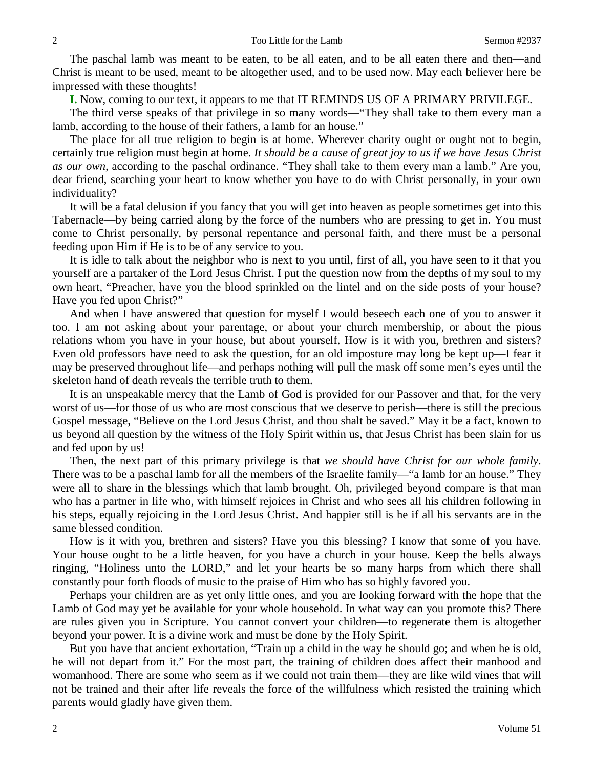The paschal lamb was meant to be eaten, to be all eaten, and to be all eaten there and then—and Christ is meant to be used, meant to be altogether used, and to be used now. May each believer here be impressed with these thoughts!

**I.** Now, coming to our text, it appears to me that IT REMINDS US OF A PRIMARY PRIVILEGE.

The third verse speaks of that privilege in so many words—"They shall take to them every man a lamb, according to the house of their fathers, a lamb for an house."

The place for all true religion to begin is at home. Wherever charity ought or ought not to begin, certainly true religion must begin at home. *It should be a cause of great joy to us if we have Jesus Christ as our own*, according to the paschal ordinance. "They shall take to them every man a lamb." Are you, dear friend, searching your heart to know whether you have to do with Christ personally, in your own individuality?

It will be a fatal delusion if you fancy that you will get into heaven as people sometimes get into this Tabernacle—by being carried along by the force of the numbers who are pressing to get in. You must come to Christ personally, by personal repentance and personal faith, and there must be a personal feeding upon Him if He is to be of any service to you.

It is idle to talk about the neighbor who is next to you until, first of all, you have seen to it that you yourself are a partaker of the Lord Jesus Christ. I put the question now from the depths of my soul to my own heart, "Preacher, have you the blood sprinkled on the lintel and on the side posts of your house? Have you fed upon Christ?"

And when I have answered that question for myself I would beseech each one of you to answer it too. I am not asking about your parentage, or about your church membership, or about the pious relations whom you have in your house, but about yourself. How is it with you, brethren and sisters? Even old professors have need to ask the question, for an old imposture may long be kept up—I fear it may be preserved throughout life—and perhaps nothing will pull the mask off some men's eyes until the skeleton hand of death reveals the terrible truth to them.

It is an unspeakable mercy that the Lamb of God is provided for our Passover and that, for the very worst of us—for those of us who are most conscious that we deserve to perish—there is still the precious Gospel message, "Believe on the Lord Jesus Christ, and thou shalt be saved." May it be a fact, known to us beyond all question by the witness of the Holy Spirit within us, that Jesus Christ has been slain for us and fed upon by us!

Then, the next part of this primary privilege is that *we should have Christ for our whole family*. There was to be a paschal lamb for all the members of the Israelite family—"a lamb for an house." They were all to share in the blessings which that lamb brought. Oh, privileged beyond compare is that man who has a partner in life who, with himself rejoices in Christ and who sees all his children following in his steps, equally rejoicing in the Lord Jesus Christ. And happier still is he if all his servants are in the same blessed condition.

How is it with you, brethren and sisters? Have you this blessing? I know that some of you have. Your house ought to be a little heaven, for you have a church in your house. Keep the bells always ringing, "Holiness unto the LORD," and let your hearts be so many harps from which there shall constantly pour forth floods of music to the praise of Him who has so highly favored you.

Perhaps your children are as yet only little ones, and you are looking forward with the hope that the Lamb of God may yet be available for your whole household. In what way can you promote this? There are rules given you in Scripture. You cannot convert your children—to regenerate them is altogether beyond your power. It is a divine work and must be done by the Holy Spirit.

But you have that ancient exhortation, "Train up a child in the way he should go; and when he is old, he will not depart from it." For the most part, the training of children does affect their manhood and womanhood. There are some who seem as if we could not train them—they are like wild vines that will not be trained and their after life reveals the force of the willfulness which resisted the training which parents would gladly have given them.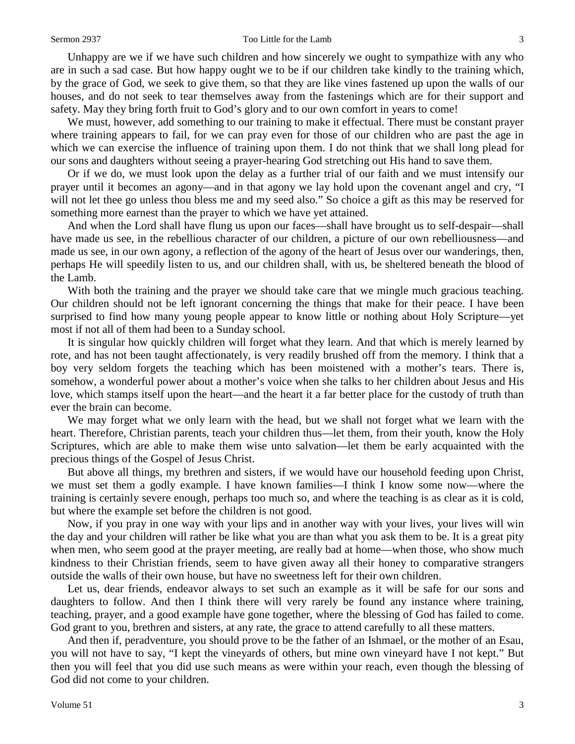Unhappy are we if we have such children and how sincerely we ought to sympathize with any who are in such a sad case. But how happy ought we to be if our children take kindly to the training which, by the grace of God, we seek to give them, so that they are like vines fastened up upon the walls of our houses, and do not seek to tear themselves away from the fastenings which are for their support and safety. May they bring forth fruit to God's glory and to our own comfort in years to come!

We must, however, add something to our training to make it effectual. There must be constant prayer where training appears to fail, for we can pray even for those of our children who are past the age in which we can exercise the influence of training upon them. I do not think that we shall long plead for our sons and daughters without seeing a prayer-hearing God stretching out His hand to save them.

Or if we do, we must look upon the delay as a further trial of our faith and we must intensify our prayer until it becomes an agony—and in that agony we lay hold upon the covenant angel and cry, "I will not let thee go unless thou bless me and my seed also." So choice a gift as this may be reserved for something more earnest than the prayer to which we have yet attained.

And when the Lord shall have flung us upon our faces—shall have brought us to self-despair—shall have made us see, in the rebellious character of our children, a picture of our own rebelliousness—and made us see, in our own agony, a reflection of the agony of the heart of Jesus over our wanderings, then, perhaps He will speedily listen to us, and our children shall, with us, be sheltered beneath the blood of the Lamb.

With both the training and the prayer we should take care that we mingle much gracious teaching. Our children should not be left ignorant concerning the things that make for their peace. I have been surprised to find how many young people appear to know little or nothing about Holy Scripture—yet most if not all of them had been to a Sunday school.

It is singular how quickly children will forget what they learn. And that which is merely learned by rote, and has not been taught affectionately, is very readily brushed off from the memory. I think that a boy very seldom forgets the teaching which has been moistened with a mother's tears. There is, somehow, a wonderful power about a mother's voice when she talks to her children about Jesus and His love, which stamps itself upon the heart—and the heart it a far better place for the custody of truth than ever the brain can become.

We may forget what we only learn with the head, but we shall not forget what we learn with the heart. Therefore, Christian parents, teach your children thus—let them, from their youth, know the Holy Scriptures, which are able to make them wise unto salvation—let them be early acquainted with the precious things of the Gospel of Jesus Christ.

But above all things, my brethren and sisters, if we would have our household feeding upon Christ, we must set them a godly example. I have known families—I think I know some now—where the training is certainly severe enough, perhaps too much so, and where the teaching is as clear as it is cold, but where the example set before the children is not good.

Now, if you pray in one way with your lips and in another way with your lives, your lives will win the day and your children will rather be like what you are than what you ask them to be. It is a great pity when men, who seem good at the prayer meeting, are really bad at home—when those, who show much kindness to their Christian friends, seem to have given away all their honey to comparative strangers outside the walls of their own house, but have no sweetness left for their own children.

Let us, dear friends, endeavor always to set such an example as it will be safe for our sons and daughters to follow. And then I think there will very rarely be found any instance where training, teaching, prayer, and a good example have gone together, where the blessing of God has failed to come. God grant to you, brethren and sisters, at any rate, the grace to attend carefully to all these matters.

And then if, peradventure, you should prove to be the father of an Ishmael, or the mother of an Esau, you will not have to say, "I kept the vineyards of others, but mine own vineyard have I not kept." But then you will feel that you did use such means as were within your reach, even though the blessing of God did not come to your children.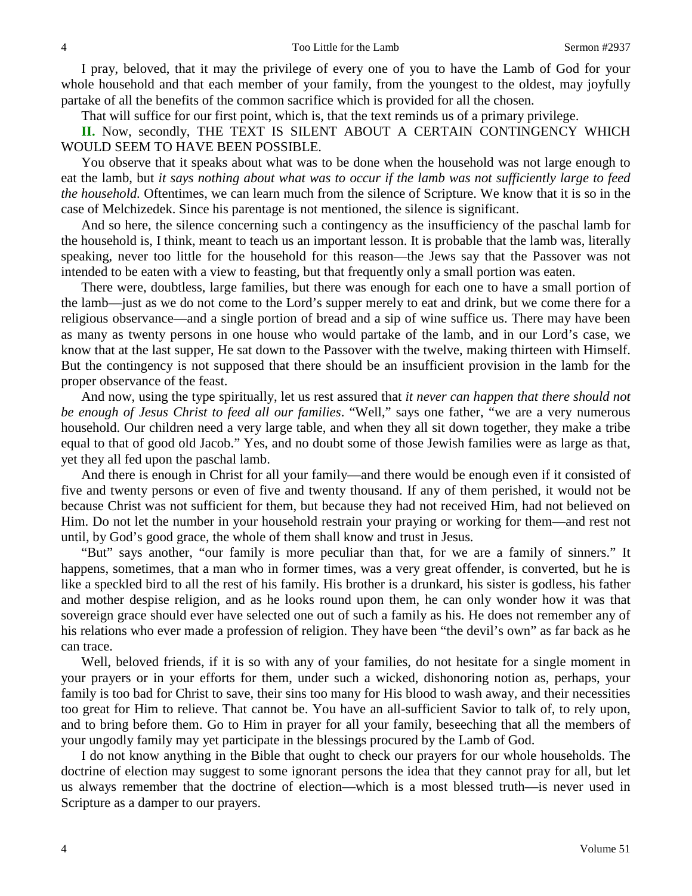I pray, beloved, that it may the privilege of every one of you to have the Lamb of God for your whole household and that each member of your family, from the youngest to the oldest, may joyfully partake of all the benefits of the common sacrifice which is provided for all the chosen.

That will suffice for our first point, which is, that the text reminds us of a primary privilege.

**II.** Now, secondly, THE TEXT IS SILENT ABOUT A CERTAIN CONTINGENCY WHICH WOULD SEEM TO HAVE BEEN POSSIBLE.

You observe that it speaks about what was to be done when the household was not large enough to eat the lamb, but *it says nothing about what was to occur if the lamb was not sufficiently large to feed the household.* Oftentimes, we can learn much from the silence of Scripture. We know that it is so in the case of Melchizedek. Since his parentage is not mentioned, the silence is significant.

And so here, the silence concerning such a contingency as the insufficiency of the paschal lamb for the household is, I think, meant to teach us an important lesson. It is probable that the lamb was, literally speaking, never too little for the household for this reason—the Jews say that the Passover was not intended to be eaten with a view to feasting, but that frequently only a small portion was eaten.

There were, doubtless, large families, but there was enough for each one to have a small portion of the lamb—just as we do not come to the Lord's supper merely to eat and drink, but we come there for a religious observance—and a single portion of bread and a sip of wine suffice us. There may have been as many as twenty persons in one house who would partake of the lamb, and in our Lord's case, we know that at the last supper, He sat down to the Passover with the twelve, making thirteen with Himself. But the contingency is not supposed that there should be an insufficient provision in the lamb for the proper observance of the feast.

And now, using the type spiritually, let us rest assured that *it never can happen that there should not be enough of Jesus Christ to feed all our families*. "Well," says one father, "we are a very numerous household. Our children need a very large table, and when they all sit down together, they make a tribe equal to that of good old Jacob." Yes, and no doubt some of those Jewish families were as large as that, yet they all fed upon the paschal lamb.

And there is enough in Christ for all your family—and there would be enough even if it consisted of five and twenty persons or even of five and twenty thousand. If any of them perished, it would not be because Christ was not sufficient for them, but because they had not received Him, had not believed on Him. Do not let the number in your household restrain your praying or working for them—and rest not until, by God's good grace, the whole of them shall know and trust in Jesus.

"But" says another, "our family is more peculiar than that, for we are a family of sinners." It happens, sometimes, that a man who in former times, was a very great offender, is converted, but he is like a speckled bird to all the rest of his family. His brother is a drunkard, his sister is godless, his father and mother despise religion, and as he looks round upon them, he can only wonder how it was that sovereign grace should ever have selected one out of such a family as his. He does not remember any of his relations who ever made a profession of religion. They have been "the devil's own" as far back as he can trace.

Well, beloved friends, if it is so with any of your families, do not hesitate for a single moment in your prayers or in your efforts for them, under such a wicked, dishonoring notion as, perhaps, your family is too bad for Christ to save, their sins too many for His blood to wash away, and their necessities too great for Him to relieve. That cannot be. You have an all-sufficient Savior to talk of, to rely upon, and to bring before them. Go to Him in prayer for all your family, beseeching that all the members of your ungodly family may yet participate in the blessings procured by the Lamb of God.

I do not know anything in the Bible that ought to check our prayers for our whole households. The doctrine of election may suggest to some ignorant persons the idea that they cannot pray for all, but let us always remember that the doctrine of election—which is a most blessed truth—is never used in Scripture as a damper to our prayers.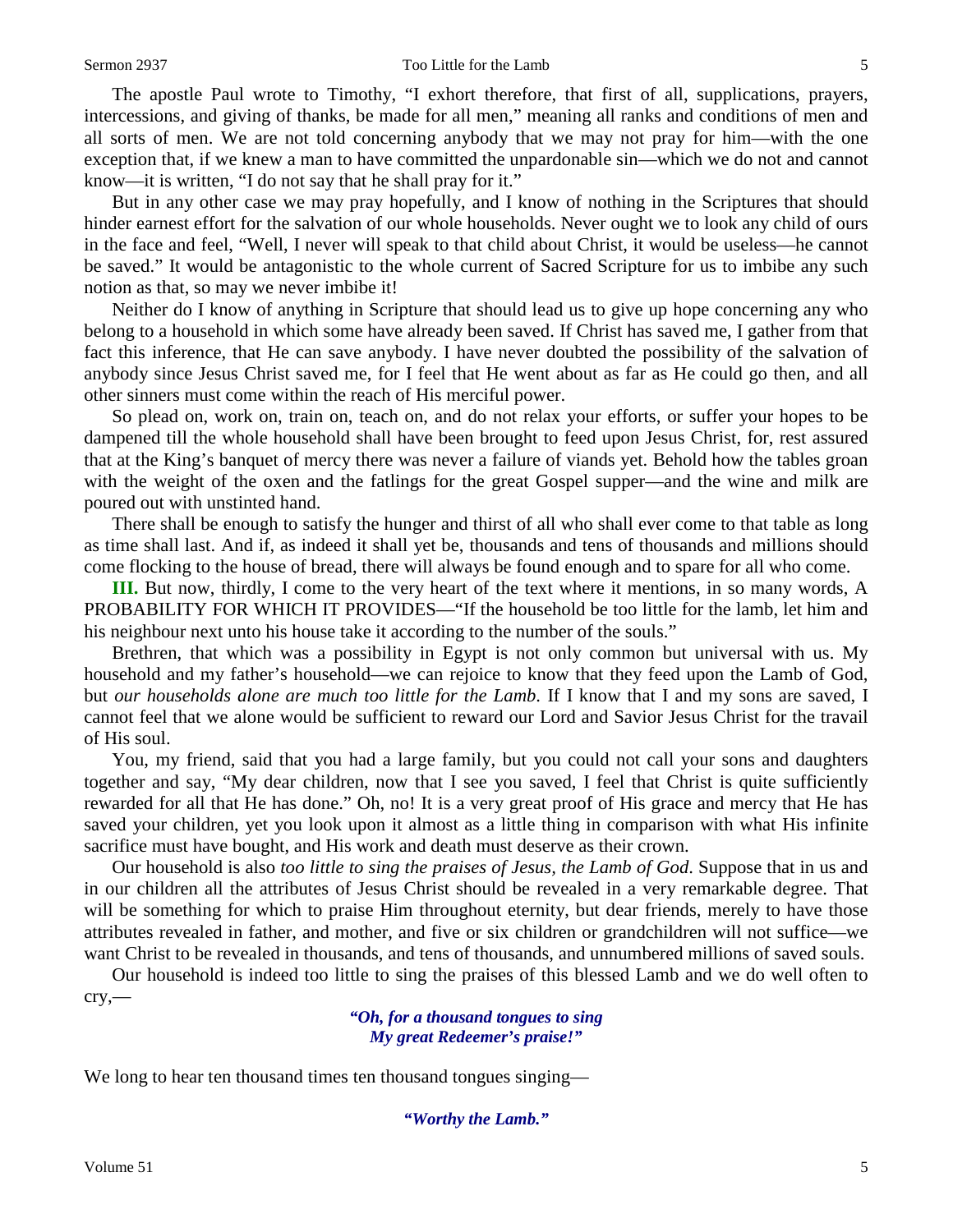The apostle Paul wrote to Timothy, "I exhort therefore, that first of all, supplications, prayers, intercessions, and giving of thanks, be made for all men," meaning all ranks and conditions of men and all sorts of men. We are not told concerning anybody that we may not pray for him—with the one exception that, if we knew a man to have committed the unpardonable sin—which we do not and cannot know—it is written, "I do not say that he shall pray for it."

But in any other case we may pray hopefully, and I know of nothing in the Scriptures that should hinder earnest effort for the salvation of our whole households. Never ought we to look any child of ours in the face and feel, "Well, I never will speak to that child about Christ, it would be useless—he cannot be saved." It would be antagonistic to the whole current of Sacred Scripture for us to imbibe any such notion as that, so may we never imbibe it!

Neither do I know of anything in Scripture that should lead us to give up hope concerning any who belong to a household in which some have already been saved. If Christ has saved me, I gather from that fact this inference, that He can save anybody. I have never doubted the possibility of the salvation of anybody since Jesus Christ saved me, for I feel that He went about as far as He could go then, and all other sinners must come within the reach of His merciful power.

So plead on, work on, train on, teach on, and do not relax your efforts, or suffer your hopes to be dampened till the whole household shall have been brought to feed upon Jesus Christ, for, rest assured that at the King's banquet of mercy there was never a failure of viands yet. Behold how the tables groan with the weight of the oxen and the fatlings for the great Gospel supper—and the wine and milk are poured out with unstinted hand.

There shall be enough to satisfy the hunger and thirst of all who shall ever come to that table as long as time shall last. And if, as indeed it shall yet be, thousands and tens of thousands and millions should come flocking to the house of bread, there will always be found enough and to spare for all who come.

**III.** But now, thirdly, I come to the very heart of the text where it mentions, in so many words, A PROBABILITY FOR WHICH IT PROVIDES—"If the household be too little for the lamb, let him and his neighbour next unto his house take it according to the number of the souls."

Brethren, that which was a possibility in Egypt is not only common but universal with us. My household and my father's household—we can rejoice to know that they feed upon the Lamb of God, but *our households alone are much too little for the Lamb*. If I know that I and my sons are saved, I cannot feel that we alone would be sufficient to reward our Lord and Savior Jesus Christ for the travail of His soul.

You, my friend, said that you had a large family, but you could not call your sons and daughters together and say, "My dear children, now that I see you saved, I feel that Christ is quite sufficiently rewarded for all that He has done." Oh, no! It is a very great proof of His grace and mercy that He has saved your children, yet you look upon it almost as a little thing in comparison with what His infinite sacrifice must have bought, and His work and death must deserve as their crown.

Our household is also *too little to sing the praises of Jesus, the Lamb of God*. Suppose that in us and in our children all the attributes of Jesus Christ should be revealed in a very remarkable degree. That will be something for which to praise Him throughout eternity, but dear friends, merely to have those attributes revealed in father, and mother, and five or six children or grandchildren will not suffice—we want Christ to be revealed in thousands, and tens of thousands, and unnumbered millions of saved souls.

Our household is indeed too little to sing the praises of this blessed Lamb and we do well often to cry,—

> ***"Oh, for a thousand tongues to sing***
> ***My great Redeemer's praise!"***

We long to hear ten thousand times ten thousand tongues singing—

> ***"Worthy the Lamb."***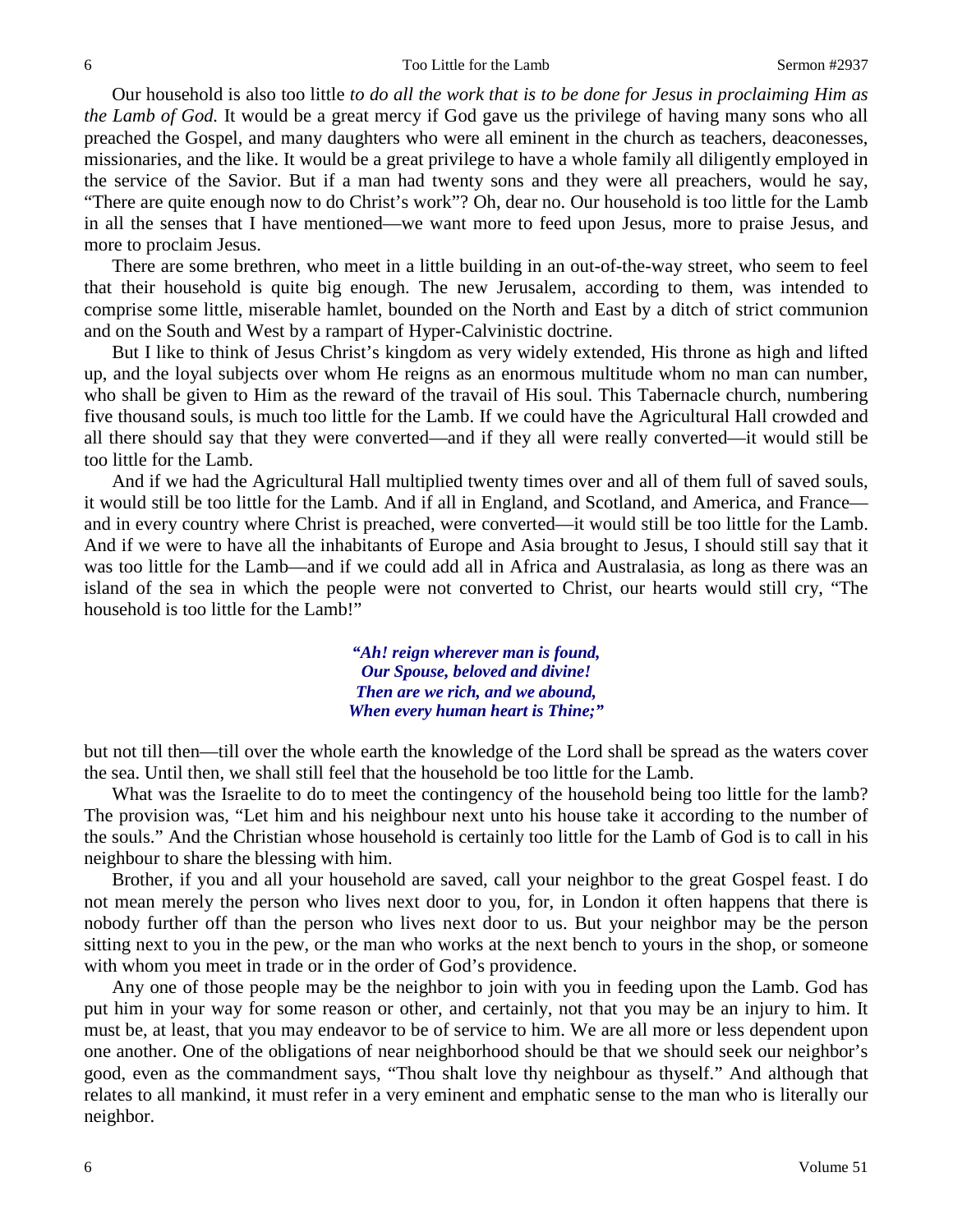Our household is also too little *to do all the work that is to be done for Jesus in proclaiming Him as the Lamb of God.* It would be a great mercy if God gave us the privilege of having many sons who all preached the Gospel, and many daughters who were all eminent in the church as teachers, deaconesses, missionaries, and the like. It would be a great privilege to have a whole family all diligently employed in the service of the Savior. But if a man had twenty sons and they were all preachers, would he say, "There are quite enough now to do Christ's work"? Oh, dear no. Our household is too little for the Lamb in all the senses that I have mentioned—we want more to feed upon Jesus, more to praise Jesus, and more to proclaim Jesus.

There are some brethren, who meet in a little building in an out-of-the-way street, who seem to feel that their household is quite big enough. The new Jerusalem, according to them, was intended to comprise some little, miserable hamlet, bounded on the North and East by a ditch of strict communion and on the South and West by a rampart of Hyper-Calvinistic doctrine.

But I like to think of Jesus Christ's kingdom as very widely extended, His throne as high and lifted up, and the loyal subjects over whom He reigns as an enormous multitude whom no man can number, who shall be given to Him as the reward of the travail of His soul. This Tabernacle church, numbering five thousand souls, is much too little for the Lamb. If we could have the Agricultural Hall crowded and all there should say that they were converted—and if they all were really converted—it would still be too little for the Lamb.

And if we had the Agricultural Hall multiplied twenty times over and all of them full of saved souls, it would still be too little for the Lamb. And if all in England, and Scotland, and America, and France—and in every country where Christ is preached, were converted—it would still be too little for the Lamb. And if we were to have all the inhabitants of Europe and Asia brought to Jesus, I should still say that it was too little for the Lamb—and if we could add all in Africa and Australasia, as long as there was an island of the sea in which the people were not converted to Christ, our hearts would still cry, "The household is too little for the Lamb!"

> ***"Ah! reign wherever man is found,***
> ***Our Spouse, beloved and divine!***
> ***Then are we rich, and we abound,***
> ***When every human heart is Thine;"***

but not till then—till over the whole earth the knowledge of the Lord shall be spread as the waters cover the sea. Until then, we shall still feel that the household be too little for the Lamb.

What was the Israelite to do to meet the contingency of the household being too little for the lamb? The provision was, "Let him and his neighbour next unto his house take it according to the number of the souls." And the Christian whose household is certainly too little for the Lamb of God is to call in his neighbour to share the blessing with him.

Brother, if you and all your household are saved, call your neighbor to the great Gospel feast. I do not mean merely the person who lives next door to you, for, in London it often happens that there is nobody further off than the person who lives next door to us. But your neighbor may be the person sitting next to you in the pew, or the man who works at the next bench to yours in the shop, or someone with whom you meet in trade or in the order of God's providence.

Any one of those people may be the neighbor to join with you in feeding upon the Lamb. God has put him in your way for some reason or other, and certainly, not that you may be an injury to him. It must be, at least, that you may endeavor to be of service to him. We are all more or less dependent upon one another. One of the obligations of near neighborhood should be that we should seek our neighbor's good, even as the commandment says, "Thou shalt love thy neighbour as thyself." And although that relates to all mankind, it must refer in a very eminent and emphatic sense to the man who is literally our neighbor.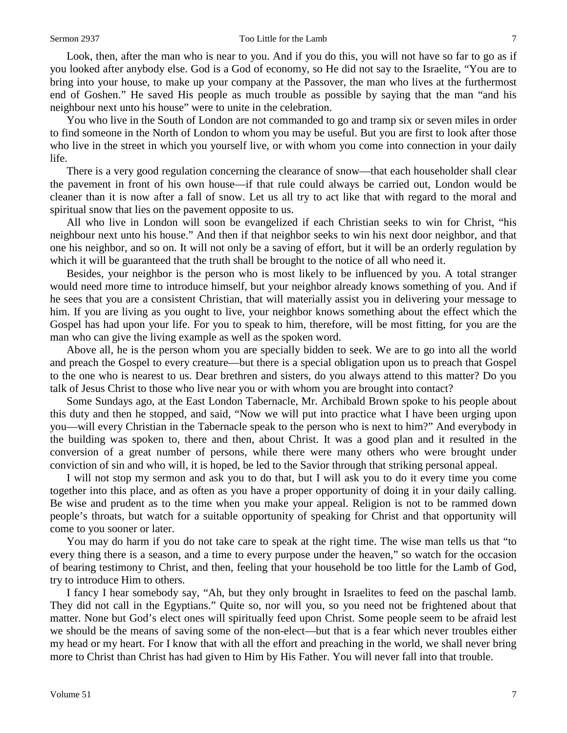Look, then, after the man who is near to you. And if you do this, you will not have so far to go as if you looked after anybody else. God is a God of economy, so He did not say to the Israelite, "You are to bring into your house, to make up your company at the Passover, the man who lives at the furthermost end of Goshen." He saved His people as much trouble as possible by saying that the man "and his neighbour next unto his house" were to unite in the celebration.

You who live in the South of London are not commanded to go and tramp six or seven miles in order to find someone in the North of London to whom you may be useful. But you are first to look after those who live in the street in which you yourself live, or with whom you come into connection in your daily life.

There is a very good regulation concerning the clearance of snow—that each householder shall clear the pavement in front of his own house—if that rule could always be carried out, London would be cleaner than it is now after a fall of snow. Let us all try to act like that with regard to the moral and spiritual snow that lies on the pavement opposite to us.

All who live in London will soon be evangelized if each Christian seeks to win for Christ, "his neighbour next unto his house." And then if that neighbor seeks to win his next door neighbor, and that one his neighbor, and so on. It will not only be a saving of effort, but it will be an orderly regulation by which it will be guaranteed that the truth shall be brought to the notice of all who need it.

Besides, your neighbor is the person who is most likely to be influenced by you. A total stranger would need more time to introduce himself, but your neighbor already knows something of you. And if he sees that you are a consistent Christian, that will materially assist you in delivering your message to him. If you are living as you ought to live, your neighbor knows something about the effect which the Gospel has had upon your life. For you to speak to him, therefore, will be most fitting, for you are the man who can give the living example as well as the spoken word.

Above all, he is the person whom you are specially bidden to seek. We are to go into all the world and preach the Gospel to every creature—but there is a special obligation upon us to preach that Gospel to the one who is nearest to us. Dear brethren and sisters, do you always attend to this matter? Do you talk of Jesus Christ to those who live near you or with whom you are brought into contact?

Some Sundays ago, at the East London Tabernacle, Mr. Archibald Brown spoke to his people about this duty and then he stopped, and said, "Now we will put into practice what I have been urging upon you—will every Christian in the Tabernacle speak to the person who is next to him?" And everybody in the building was spoken to, there and then, about Christ. It was a good plan and it resulted in the conversion of a great number of persons, while there were many others who were brought under conviction of sin and who will, it is hoped, be led to the Savior through that striking personal appeal.

I will not stop my sermon and ask you to do that, but I will ask you to do it every time you come together into this place, and as often as you have a proper opportunity of doing it in your daily calling. Be wise and prudent as to the time when you make your appeal. Religion is not to be rammed down people's throats, but watch for a suitable opportunity of speaking for Christ and that opportunity will come to you sooner or later.

You may do harm if you do not take care to speak at the right time. The wise man tells us that "to every thing there is a season, and a time to every purpose under the heaven," so watch for the occasion of bearing testimony to Christ, and then, feeling that your household be too little for the Lamb of God, try to introduce Him to others.

I fancy I hear somebody say, "Ah, but they only brought in Israelites to feed on the paschal lamb. They did not call in the Egyptians." Quite so, nor will you, so you need not be frightened about that matter. None but God's elect ones will spiritually feed upon Christ. Some people seem to be afraid lest we should be the means of saving some of the non-elect—but that is a fear which never troubles either my head or my heart. For I know that with all the effort and preaching in the world, we shall never bring more to Christ than Christ has had given to Him by His Father. You will never fall into that trouble.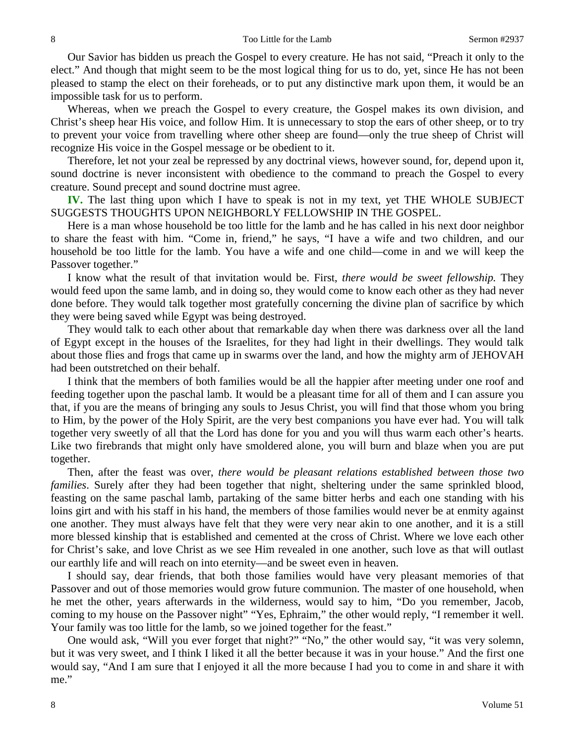Our Savior has bidden us preach the Gospel to every creature. He has not said, "Preach it only to the elect." And though that might seem to be the most logical thing for us to do, yet, since He has not been pleased to stamp the elect on their foreheads, or to put any distinctive mark upon them, it would be an impossible task for us to perform.

Whereas, when we preach the Gospel to every creature, the Gospel makes its own division, and Christ's sheep hear His voice, and follow Him. It is unnecessary to stop the ears of other sheep, or to try to prevent your voice from travelling where other sheep are found—only the true sheep of Christ will recognize His voice in the Gospel message or be obedient to it.

Therefore, let not your zeal be repressed by any doctrinal views, however sound, for, depend upon it, sound doctrine is never inconsistent with obedience to the command to preach the Gospel to every creature. Sound precept and sound doctrine must agree.

**IV.** The last thing upon which I have to speak is not in my text, yet THE WHOLE SUBJECT SUGGESTS THOUGHTS UPON NEIGHBORLY FELLOWSHIP IN THE GOSPEL.

Here is a man whose household be too little for the lamb and he has called in his next door neighbor to share the feast with him. "Come in, friend," he says, "I have a wife and two children, and our household be too little for the lamb. You have a wife and one child—come in and we will keep the Passover together."

I know what the result of that invitation would be. First, *there would be sweet fellowship.* They would feed upon the same lamb, and in doing so, they would come to know each other as they had never done before. They would talk together most gratefully concerning the divine plan of sacrifice by which they were being saved while Egypt was being destroyed.

They would talk to each other about that remarkable day when there was darkness over all the land of Egypt except in the houses of the Israelites, for they had light in their dwellings. They would talk about those flies and frogs that came up in swarms over the land, and how the mighty arm of JEHOVAH had been outstretched on their behalf.

I think that the members of both families would be all the happier after meeting under one roof and feeding together upon the paschal lamb. It would be a pleasant time for all of them and I can assure you that, if you are the means of bringing any souls to Jesus Christ, you will find that those whom you bring to Him, by the power of the Holy Spirit, are the very best companions you have ever had. You will talk together very sweetly of all that the Lord has done for you and you will thus warm each other's hearts. Like two firebrands that might only have smoldered alone, you will burn and blaze when you are put together.

Then, after the feast was over, *there would be pleasant relations established between those two families*. Surely after they had been together that night, sheltering under the same sprinkled blood, feasting on the same paschal lamb, partaking of the same bitter herbs and each one standing with his loins girt and with his staff in his hand, the members of those families would never be at enmity against one another. They must always have felt that they were very near akin to one another, and it is a still more blessed kinship that is established and cemented at the cross of Christ. Where we love each other for Christ's sake, and love Christ as we see Him revealed in one another, such love as that will outlast our earthly life and will reach on into eternity—and be sweet even in heaven.

I should say, dear friends, that both those families would have very pleasant memories of that Passover and out of those memories would grow future communion. The master of one household, when he met the other, years afterwards in the wilderness, would say to him, "Do you remember, Jacob, coming to my house on the Passover night" "Yes, Ephraim," the other would reply, "I remember it well. Your family was too little for the lamb, so we joined together for the feast."

One would ask, "Will you ever forget that night?" "No," the other would say, "it was very solemn, but it was very sweet, and I think I liked it all the better because it was in your house." And the first one would say, "And I am sure that I enjoyed it all the more because I had you to come in and share it with me."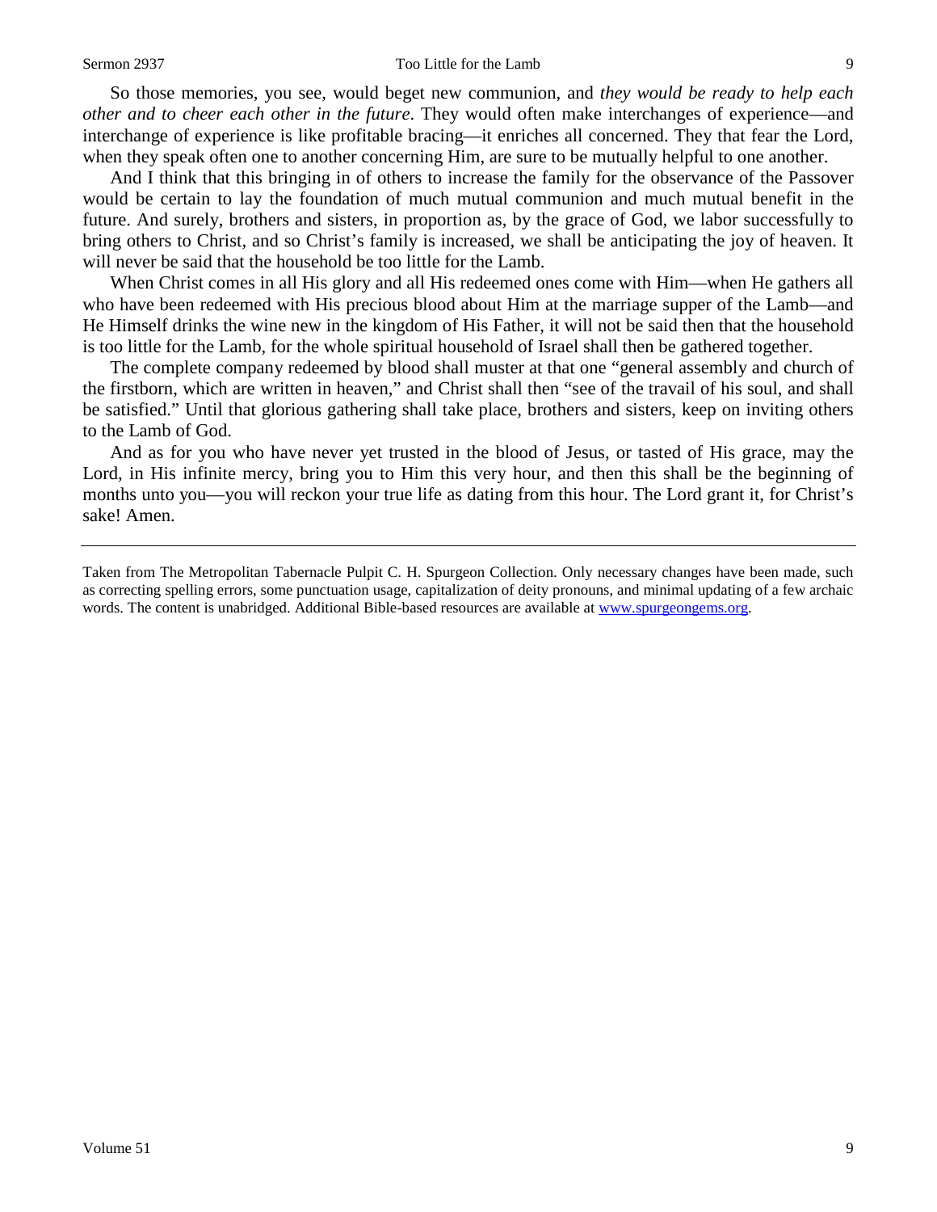So those memories, you see, would beget new communion, and *they would be ready to help each other and to cheer each other in the future*. They would often make interchanges of experience—and interchange of experience is like profitable bracing—it enriches all concerned. They that fear the Lord, when they speak often one to another concerning Him, are sure to be mutually helpful to one another.

And I think that this bringing in of others to increase the family for the observance of the Passover would be certain to lay the foundation of much mutual communion and much mutual benefit in the future. And surely, brothers and sisters, in proportion as, by the grace of God, we labor successfully to bring others to Christ, and so Christ's family is increased, we shall be anticipating the joy of heaven. It will never be said that the household be too little for the Lamb.

When Christ comes in all His glory and all His redeemed ones come with Him—when He gathers all who have been redeemed with His precious blood about Him at the marriage supper of the Lamb—and He Himself drinks the wine new in the kingdom of His Father, it will not be said then that the household is too little for the Lamb, for the whole spiritual household of Israel shall then be gathered together.

The complete company redeemed by blood shall muster at that one "general assembly and church of the firstborn, which are written in heaven," and Christ shall then "see of the travail of his soul, and shall be satisfied." Until that glorious gathering shall take place, brothers and sisters, keep on inviting others to the Lamb of God.

And as for you who have never yet trusted in the blood of Jesus, or tasted of His grace, may the Lord, in His infinite mercy, bring you to Him this very hour, and then this shall be the beginning of months unto you—you will reckon your true life as dating from this hour. The Lord grant it, for Christ's sake! Amen.

---

Taken from The Metropolitan Tabernacle Pulpit C. H. Spurgeon Collection. Only necessary changes have been made, such as correcting spelling errors, some punctuation usage, capitalization of deity pronouns, and minimal updating of a few archaic words. The content is unabridged. Additional Bible-based resources are available at www.spurgeongems.org.